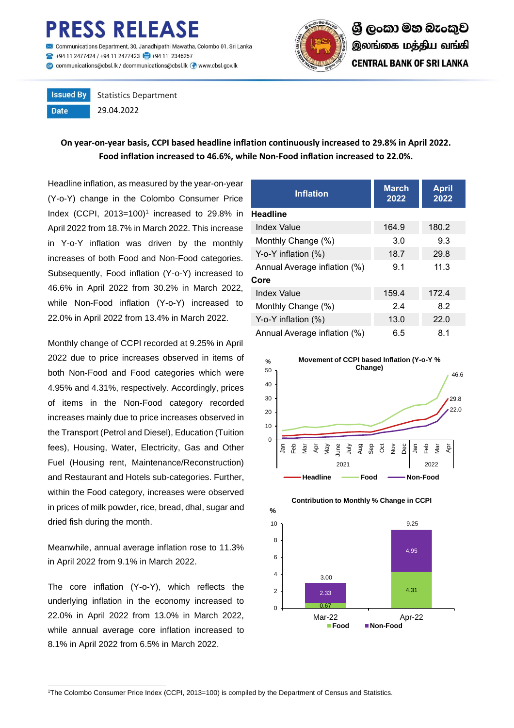# PRESS RELEASE

Communications Department, 30, Janadhipathi Mawatha, Colombo 01, Sri Lanka
+94 11 2477424 / +94 11 2477423 +94 11 2346257
communications@cbsl.lk / dcommunications@cbsl.lk www.cbsl.gov.lk

ශ්‍රී ලංකා මහ බැංකුව
இலங்கை மத்திய வங்கி
CENTRAL BANK OF SRI LANKA

| Issued By | Statistics Department |
|---|---|
| Date | 29.04.2022 |

**On year-on-year basis, CCPI based headline inflation continuously increased to 29.8% in April 2022. Food inflation increased to 46.6%, while Non-Food inflation increased to 22.0%.**

Headline inflation, as measured by the year-on-year (Y-o-Y) change in the Colombo Consumer Price Index (CCPI, 2013=100)[1] increased to 29.8% in April 2022 from 18.7% in March 2022. This increase in Y-o-Y inflation was driven by the monthly increases of both Food and Non-Food categories. Subsequently, Food inflation (Y-o-Y) increased to 46.6% in April 2022 from 30.2% in March 2022, while Non-Food inflation (Y-o-Y) increased to 22.0% in April 2022 from 13.4% in March 2022.

| Inflation | March 2022 | April 2022 |
|---|---|---|
| **Headline** | | |
| Index Value | 164.9 | 180.2 |
| Monthly Change (%) | 3.0 | 9.3 |
| Y-o-Y inflation (%) | 18.7 | 29.8 |
| Annual Average inflation (%) | 9.1 | 11.3 |
| **Core** | | |
| Index Value | 159.4 | 172.4 |
| Monthly Change (%) | 2.4 | 8.2 |
| Y-o-Y inflation (%) | 13.0 | 22.0 |
| Annual Average inflation (%) | 6.5 | 8.1 |

Monthly change of CCPI recorded at 9.25% in April 2022 due to price increases observed in items of both Non-Food and Food categories which were 4.95% and 4.31%, respectively. Accordingly, prices of items in the Non-Food category recorded increases mainly due to price increases observed in the Transport (Petrol and Diesel), Education (Tuition fees), Housing, Water, Electricity, Gas and Other Fuel (Housing rent, Maintenance/Reconstruction) and Restaurant and Hotels sub-categories. Further, within the Food category, increases were observed in prices of milk powder, rice, bread, dhal, sugar and dried fish during the month.

**Movement of CCPI based Inflation (Y-o-Y % Change)**

Headline 29.8, Food 46.6, Non-Food 22.0 (April 2022)

**Contribution to Monthly % Change in CCPI**

| | Food | Non-Food | Total |
|---|---|---|---|
| Mar-22 | 0.67 | 2.33 | 3.00 |
| Apr-22 | 4.31 | 4.95 | 9.25 |

Meanwhile, annual average inflation rose to 11.3% in April 2022 from 9.1% in March 2022.

The core inflation (Y-o-Y), which reflects the underlying inflation in the economy increased to 22.0% in April 2022 from 13.0% in March 2022, while annual average core inflation increased to 8.1% in April 2022 from 6.5% in March 2022.

[1]The Colombo Consumer Price Index (CCPI, 2013=100) is compiled by the Department of Census and Statistics.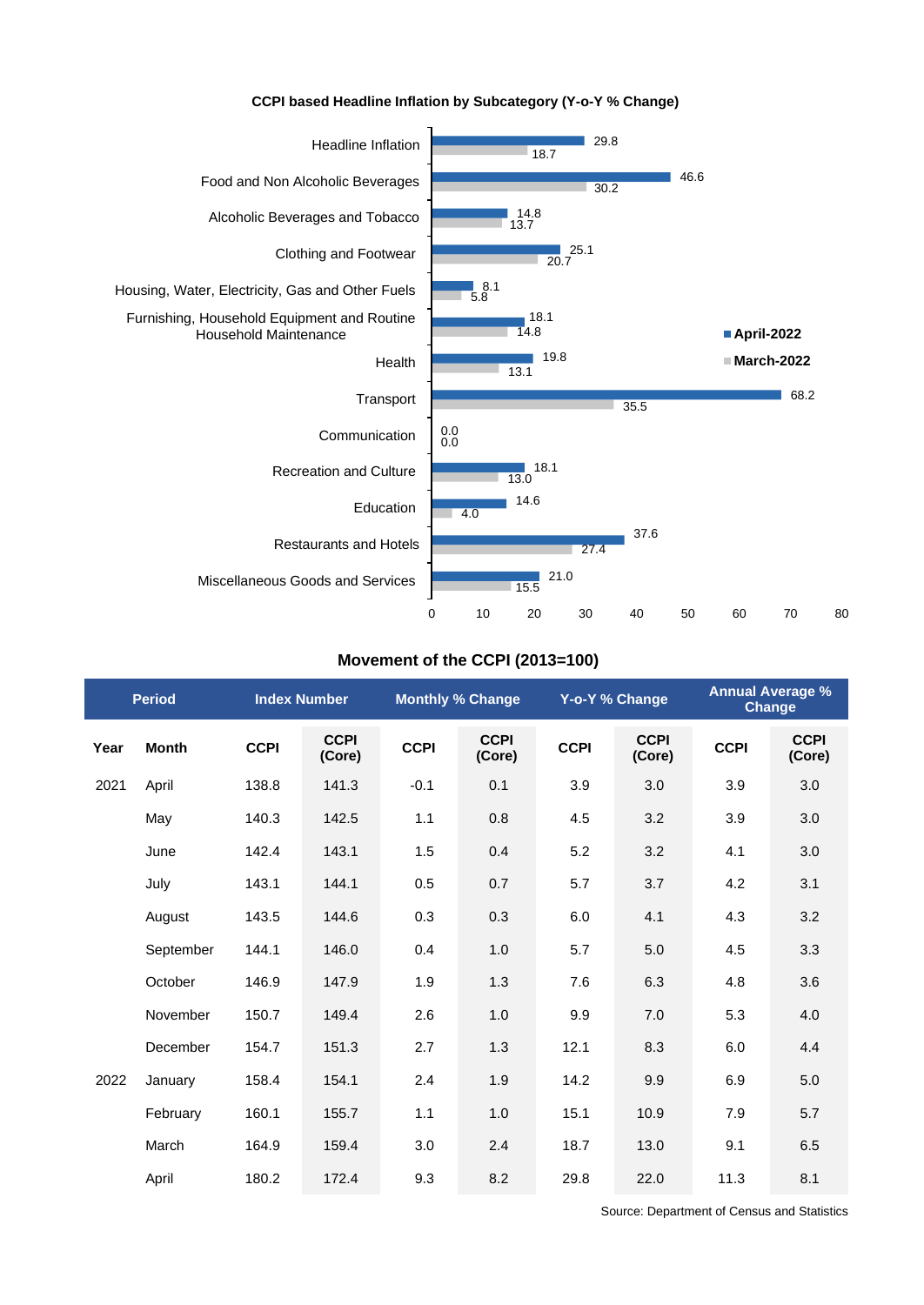**CCPI based Headline Inflation by Subcategory (Y-o-Y % Change)**

Headline Inflation 29.8 18.7
Food and Non Alcoholic Beverages 46.6 30.2
Alcoholic Beverages and Tobacco 14.8 13.7
Clothing and Footwear 25.1 20.7
Housing, Water, Electricity, Gas and Other Fuels 8.1 5.8
Furnishing, Household Equipment and Routine Household Maintenance 18.1 14.8
Health 19.8 13.1
Transport 68.2 35.5
Communication 0.0 0.0
Recreation and Culture 18.1 13.0
Education 14.6 4.0
Restaurants and Hotels 37.6 27.4
Miscellaneous Goods and Services 21.0 15.5

0 10 20 30 40 50 60 70 80

April-2022
March-2022

**Movement of the CCPI (2013=100)**

| Period | | Index Number | | Monthly % Change | | Y-o-Y % Change | | Annual Average % Change | |
|---|---|---|---|---|---|---|---|---|---|
| Year | Month | CCPI | CCPI (Core) | CCPI | CCPI (Core) | CCPI | CCPI (Core) | CCPI | CCPI (Core) |
| 2021 | April | 138.8 | 141.3 | -0.1 | 0.1 | 3.9 | 3.0 | 3.9 | 3.0 |
| | May | 140.3 | 142.5 | 1.1 | 0.8 | 4.5 | 3.2 | 3.9 | 3.0 |
| | June | 142.4 | 143.1 | 1.5 | 0.4 | 5.2 | 3.2 | 4.1 | 3.0 |
| | July | 143.1 | 144.1 | 0.5 | 0.7 | 5.7 | 3.7 | 4.2 | 3.1 |
| | August | 143.5 | 144.6 | 0.3 | 0.3 | 6.0 | 4.1 | 4.3 | 3.2 |
| | September | 144.1 | 146.0 | 0.4 | 1.0 | 5.7 | 5.0 | 4.5 | 3.3 |
| | October | 146.9 | 147.9 | 1.9 | 1.3 | 7.6 | 6.3 | 4.8 | 3.6 |
| | November | 150.7 | 149.4 | 2.6 | 1.0 | 9.9 | 7.0 | 5.3 | 4.0 |
| | December | 154.7 | 151.3 | 2.7 | 1.3 | 12.1 | 8.3 | 6.0 | 4.4 |
| 2022 | January | 158.4 | 154.1 | 2.4 | 1.9 | 14.2 | 9.9 | 6.9 | 5.0 |
| | February | 160.1 | 155.7 | 1.1 | 1.0 | 15.1 | 10.9 | 7.9 | 5.7 |
| | March | 164.9 | 159.4 | 3.0 | 2.4 | 18.7 | 13.0 | 9.1 | 6.5 |
| | April | 180.2 | 172.4 | 9.3 | 8.2 | 29.8 | 22.0 | 11.3 | 8.1 |

Source: Department of Census and Statistics